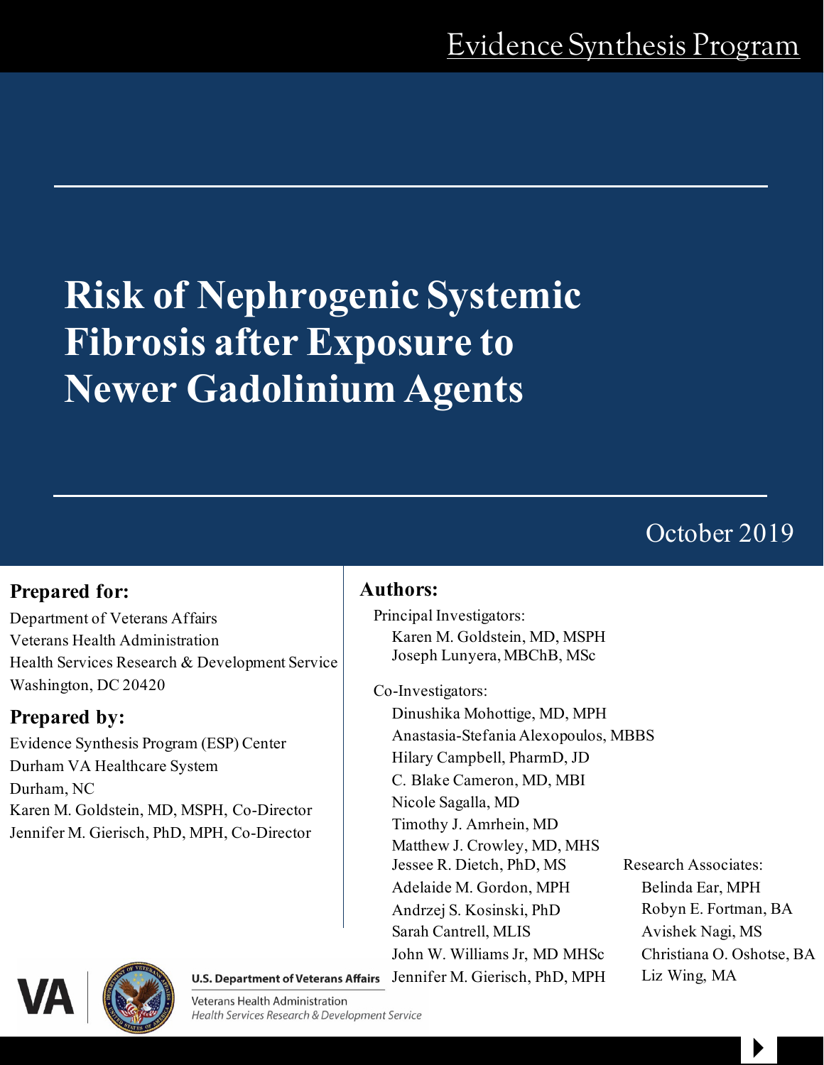Evidence Synthesis Program

# Risk of Nephrogenic Systemic Fibrosis after Exposure to Newer Gadolinium Agents

October 2019

## Prepared for:

Department of Veterans Affairs
Veterans Health Administration
Health Services Research & Development Service
Washington, DC 20420

## Prepared by:

Evidence Synthesis Program (ESP) Center
Durham VA Healthcare System
Durham, NC
Karen M. Goldstein, MD, MSPH, Co-Director
Jennifer M. Gierisch, PhD, MPH, Co-Director

## Authors:

Principal Investigators:

- Karen M. Goldstein, MD, MSPH
- Joseph Lunyera, MBChB, MSc

Co-Investigators:

- Dinushika Mohottige, MD, MPH
- Anastasia-Stefania Alexopoulos, MBBS
- Hilary Campbell, PharmD, JD
- C. Blake Cameron, MD, MBI
- Nicole Sagalla, MD
- Timothy J. Amrhein, MD
- Matthew J. Crowley, MD, MHS
- Jessee R. Dietch, PhD, MS
- Adelaide M. Gordon, MPH
- Andrzej S. Kosinski, PhD
- Sarah Cantrell, MLIS
- John W. Williams Jr, MD MHSc
- Jennifer M. Gierisch, PhD, MPH

Research Associates:

- Belinda Ear, MPH
- Robyn E. Fortman, BA
- Avishek Nagi, MS
- Christiana O. Oshotse, BA
- Liz Wing, MA

U.S. Department of Veterans Affairs
Veterans Health Administration
*Health Services Research & Development Service*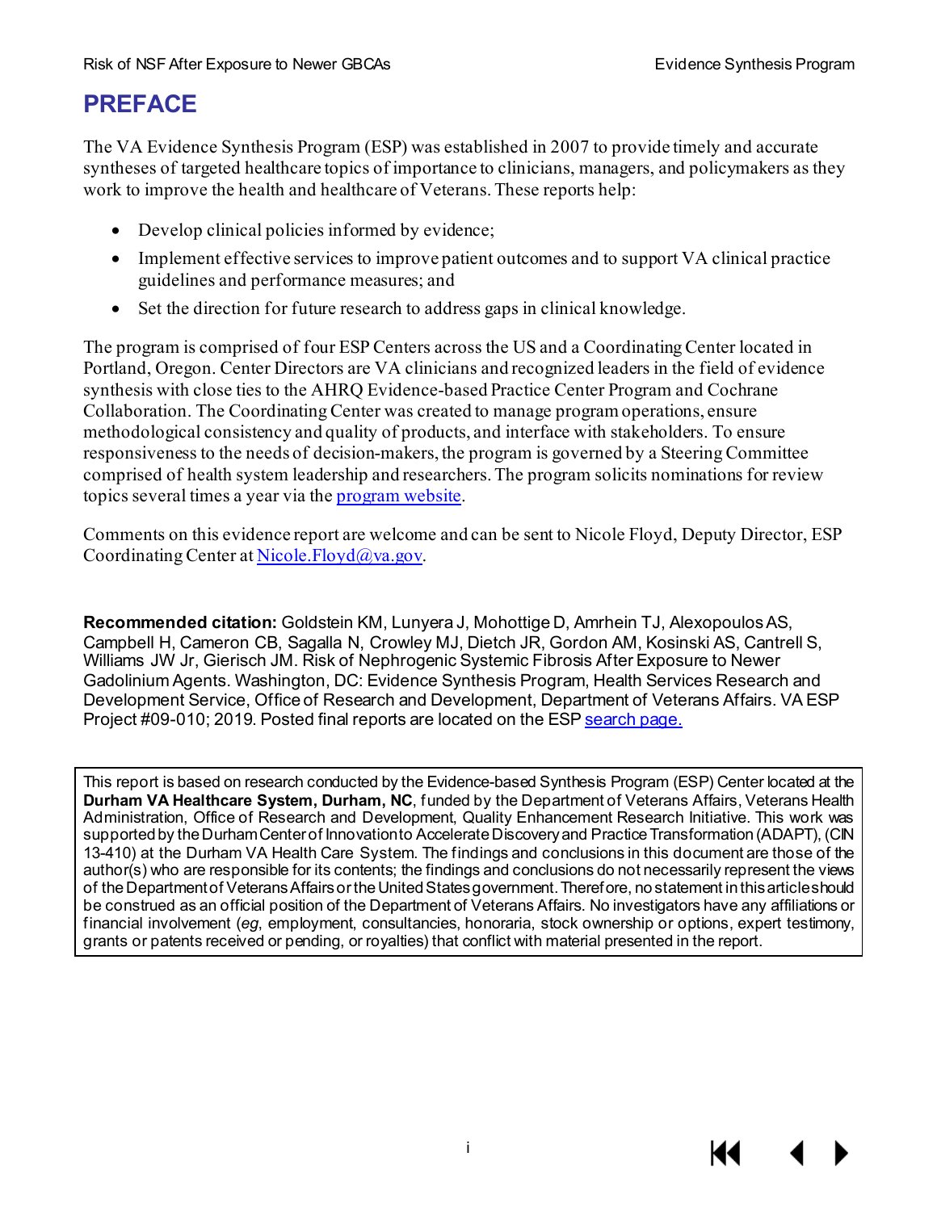# PREFACE

The VA Evidence Synthesis Program (ESP) was established in 2007 to provide timely and accurate syntheses of targeted healthcare topics of importance to clinicians, managers, and policymakers as they work to improve the health and healthcare of Veterans. These reports help:

- Develop clinical policies informed by evidence;
- Implement effective services to improve patient outcomes and to support VA clinical practice guidelines and performance measures; and
- Set the direction for future research to address gaps in clinical knowledge.

The program is comprised of four ESP Centers across the US and a Coordinating Center located in Portland, Oregon. Center Directors are VA clinicians and recognized leaders in the field of evidence synthesis with close ties to the AHRQ Evidence-based Practice Center Program and Cochrane Collaboration. The Coordinating Center was created to manage program operations, ensure methodological consistency and quality of products, and interface with stakeholders. To ensure responsiveness to the needs of decision-makers, the program is governed by a Steering Committee comprised of health system leadership and researchers. The program solicits nominations for review topics several times a year via the program website.

Comments on this evidence report are welcome and can be sent to Nicole Floyd, Deputy Director, ESP Coordinating Center at Nicole.Floyd@va.gov.

**Recommended citation:** Goldstein KM, Lunyera J, Mohottige D, Amrhein TJ, Alexopoulos AS, Campbell H, Cameron CB, Sagalla N, Crowley MJ, Dietch JR, Gordon AM, Kosinski AS, Cantrell S, Williams JW Jr, Gierisch JM. Risk of Nephrogenic Systemic Fibrosis After Exposure to Newer Gadolinium Agents. Washington, DC: Evidence Synthesis Program, Health Services Research and Development Service, Office of Research and Development, Department of Veterans Affairs. VA ESP Project #09-010; 2019. Posted final reports are located on the ESP search page.

This report is based on research conducted by the Evidence-based Synthesis Program (ESP) Center located at the **Durham VA Healthcare System, Durham, NC**, funded by the Department of Veterans Affairs, Veterans Health Administration, Office of Research and Development, Quality Enhancement Research Initiative. This work was supported by the Durham Center of Innovation to Accelerate Discovery and Practice Transformation (ADAPT), (CIN 13-410) at the Durham VA Health Care System. The findings and conclusions in this document are those of the author(s) who are responsible for its contents; the findings and conclusions do not necessarily represent the views of the Department of Veterans Affairs or the United States government. Therefore, no statement in this article should be construed as an official position of the Department of Veterans Affairs. No investigators have any affiliations or financial involvement (*eg*, employment, consultancies, honoraria, stock ownership or options, expert testimony, grants or patents received or pending, or royalties) that conflict with material presented in the report.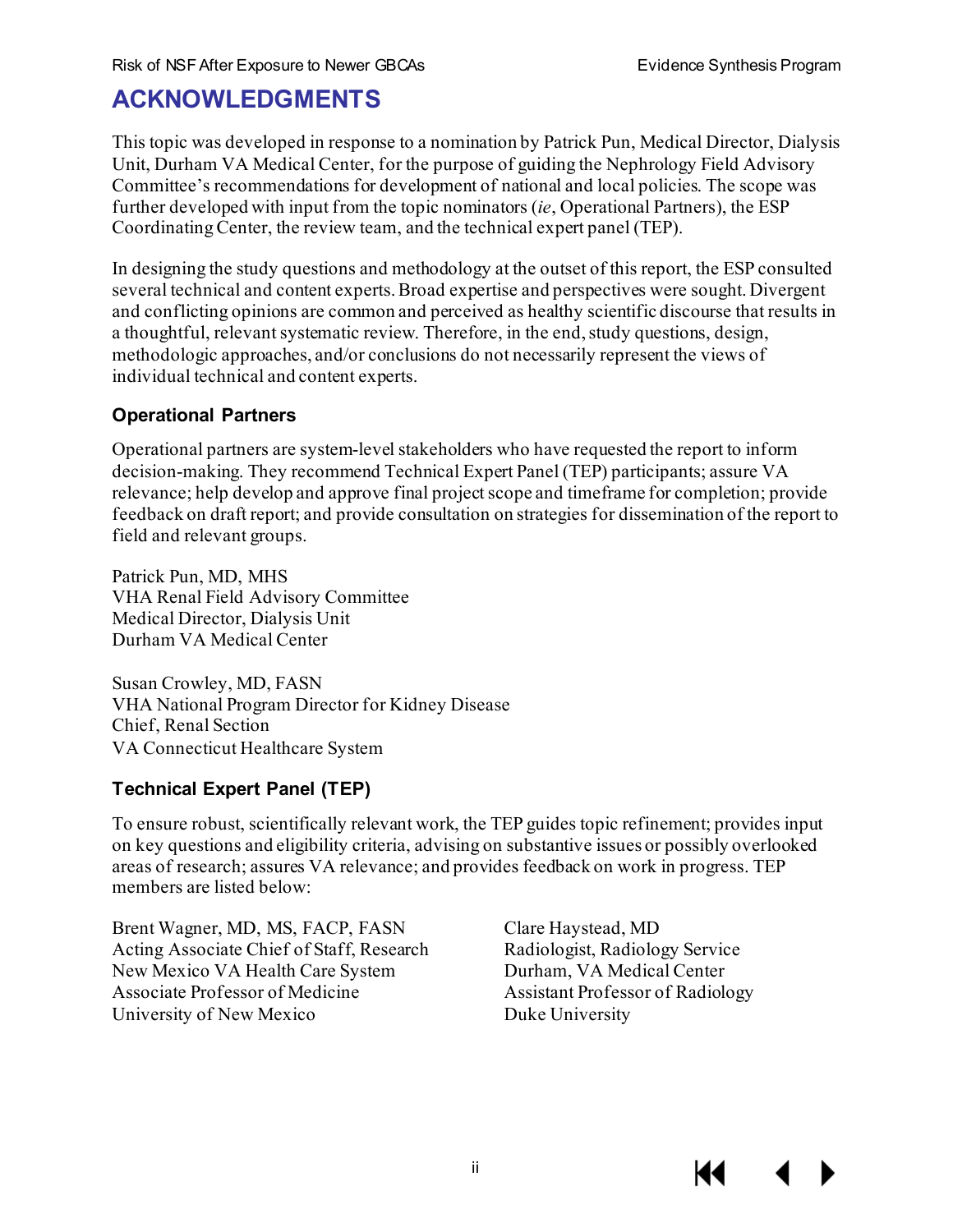# ACKNOWLEDGMENTS

This topic was developed in response to a nomination by Patrick Pun, Medical Director, Dialysis Unit, Durham VA Medical Center, for the purpose of guiding the Nephrology Field Advisory Committee's recommendations for development of national and local policies. The scope was further developed with input from the topic nominators (*ie*, Operational Partners), the ESP Coordinating Center, the review team, and the technical expert panel (TEP).

In designing the study questions and methodology at the outset of this report, the ESP consulted several technical and content experts. Broad expertise and perspectives were sought. Divergent and conflicting opinions are common and perceived as healthy scientific discourse that results in a thoughtful, relevant systematic review. Therefore, in the end, study questions, design, methodologic approaches, and/or conclusions do not necessarily represent the views of individual technical and content experts.

### Operational Partners

Operational partners are system-level stakeholders who have requested the report to inform decision-making. They recommend Technical Expert Panel (TEP) participants; assure VA relevance; help develop and approve final project scope and timeframe for completion; provide feedback on draft report; and provide consultation on strategies for dissemination of the report to field and relevant groups.

Patrick Pun, MD, MHS
VHA Renal Field Advisory Committee
Medical Director, Dialysis Unit
Durham VA Medical Center

Susan Crowley, MD, FASN
VHA National Program Director for Kidney Disease
Chief, Renal Section
VA Connecticut Healthcare System

### Technical Expert Panel (TEP)

To ensure robust, scientifically relevant work, the TEP guides topic refinement; provides input on key questions and eligibility criteria, advising on substantive issues or possibly overlooked areas of research; assures VA relevance; and provides feedback on work in progress. TEP members are listed below:

Brent Wagner, MD, MS, FACP, FASN
Acting Associate Chief of Staff, Research
New Mexico VA Health Care System
Associate Professor of Medicine
University of New Mexico

Clare Haystead, MD
Radiologist, Radiology Service
Durham, VA Medical Center
Assistant Professor of Radiology
Duke University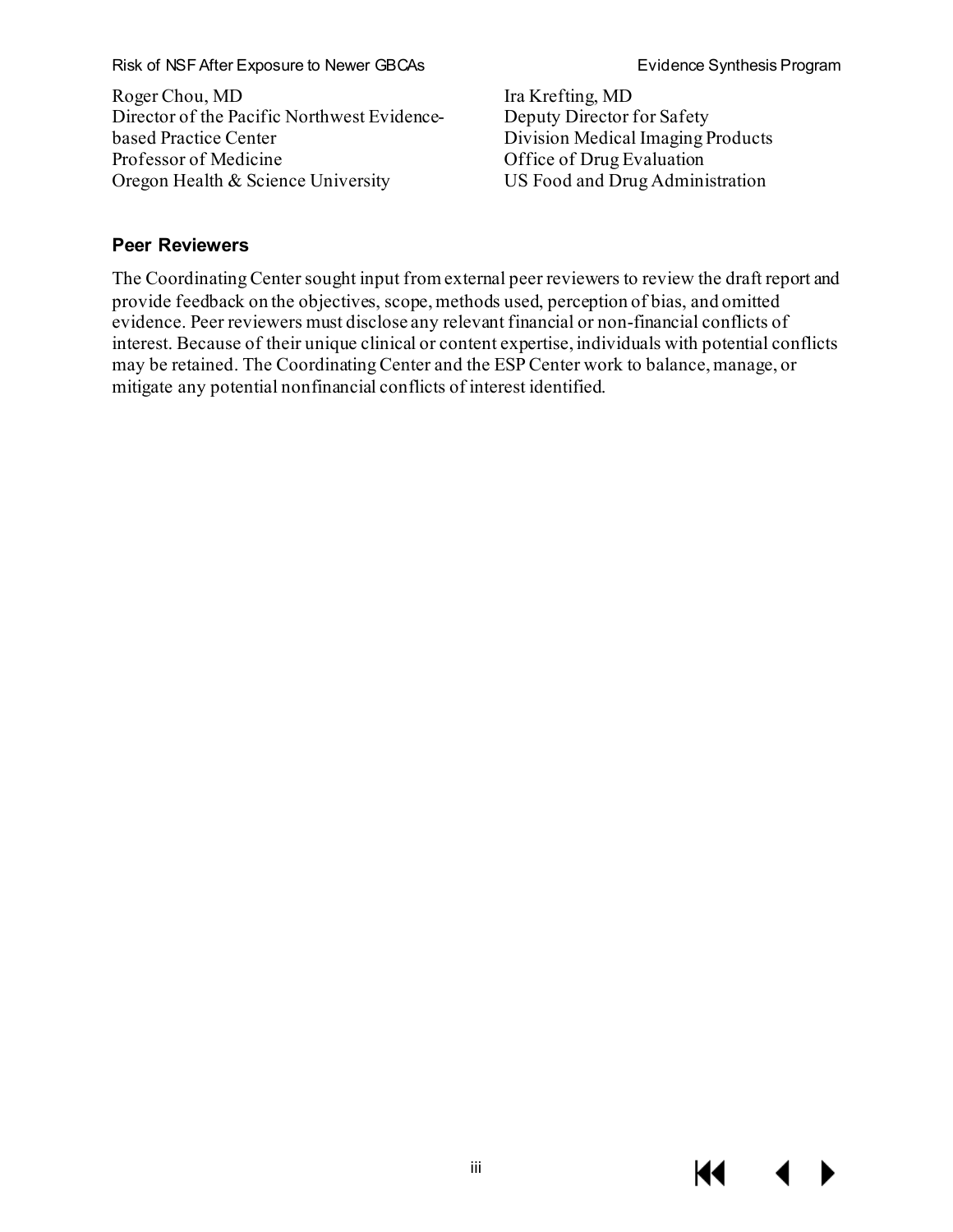Roger Chou, MD
Director of the Pacific Northwest Evidence-based Practice Center
Professor of Medicine
Oregon Health & Science University

Ira Krefting, MD
Deputy Director for Safety
Division Medical Imaging Products
Office of Drug Evaluation
US Food and Drug Administration

### Peer Reviewers

The Coordinating Center sought input from external peer reviewers to review the draft report and provide feedback on the objectives, scope, methods used, perception of bias, and omitted evidence. Peer reviewers must disclose any relevant financial or non-financial conflicts of interest. Because of their unique clinical or content expertise, individuals with potential conflicts may be retained. The Coordinating Center and the ESP Center work to balance, manage, or mitigate any potential nonfinancial conflicts of interest identified.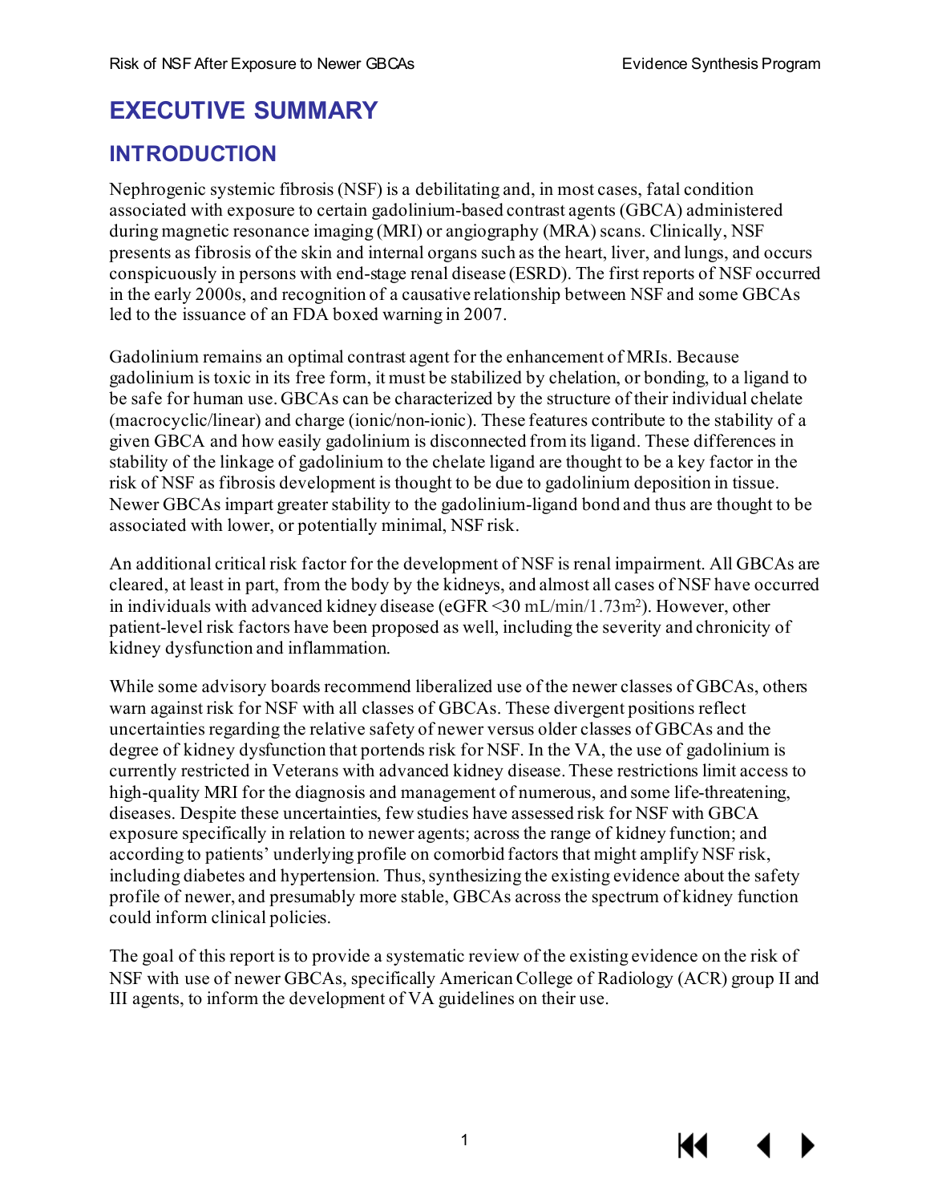# EXECUTIVE SUMMARY

## INTRODUCTION

Nephrogenic systemic fibrosis (NSF) is a debilitating and, in most cases, fatal condition associated with exposure to certain gadolinium-based contrast agents (GBCA) administered during magnetic resonance imaging (MRI) or angiography (MRA) scans. Clinically, NSF presents as fibrosis of the skin and internal organs such as the heart, liver, and lungs, and occurs conspicuously in persons with end-stage renal disease (ESRD). The first reports of NSF occurred in the early 2000s, and recognition of a causative relationship between NSF and some GBCAs led to the issuance of an FDA boxed warning in 2007.

Gadolinium remains an optimal contrast agent for the enhancement of MRIs. Because gadolinium is toxic in its free form, it must be stabilized by chelation, or bonding, to a ligand to be safe for human use. GBCAs can be characterized by the structure of their individual chelate (macrocyclic/linear) and charge (ionic/non-ionic). These features contribute to the stability of a given GBCA and how easily gadolinium is disconnected from its ligand. These differences in stability of the linkage of gadolinium to the chelate ligand are thought to be a key factor in the risk of NSF as fibrosis development is thought to be due to gadolinium deposition in tissue. Newer GBCAs impart greater stability to the gadolinium-ligand bond and thus are thought to be associated with lower, or potentially minimal, NSF risk.

An additional critical risk factor for the development of NSF is renal impairment. All GBCAs are cleared, at least in part, from the body by the kidneys, and almost all cases of NSF have occurred in individuals with advanced kidney disease (eGFR <30 mL/min/1.73m$^2$). However, other patient-level risk factors have been proposed as well, including the severity and chronicity of kidney dysfunction and inflammation.

While some advisory boards recommend liberalized use of the newer classes of GBCAs, others warn against risk for NSF with all classes of GBCAs. These divergent positions reflect uncertainties regarding the relative safety of newer versus older classes of GBCAs and the degree of kidney dysfunction that portends risk for NSF. In the VA, the use of gadolinium is currently restricted in Veterans with advanced kidney disease. These restrictions limit access to high-quality MRI for the diagnosis and management of numerous, and some life-threatening, diseases. Despite these uncertainties, few studies have assessed risk for NSF with GBCA exposure specifically in relation to newer agents; across the range of kidney function; and according to patients' underlying profile on comorbid factors that might amplify NSF risk, including diabetes and hypertension. Thus, synthesizing the existing evidence about the safety profile of newer, and presumably more stable, GBCAs across the spectrum of kidney function could inform clinical policies.

The goal of this report is to provide a systematic review of the existing evidence on the risk of NSF with use of newer GBCAs, specifically American College of Radiology (ACR) group II and III agents, to inform the development of VA guidelines on their use.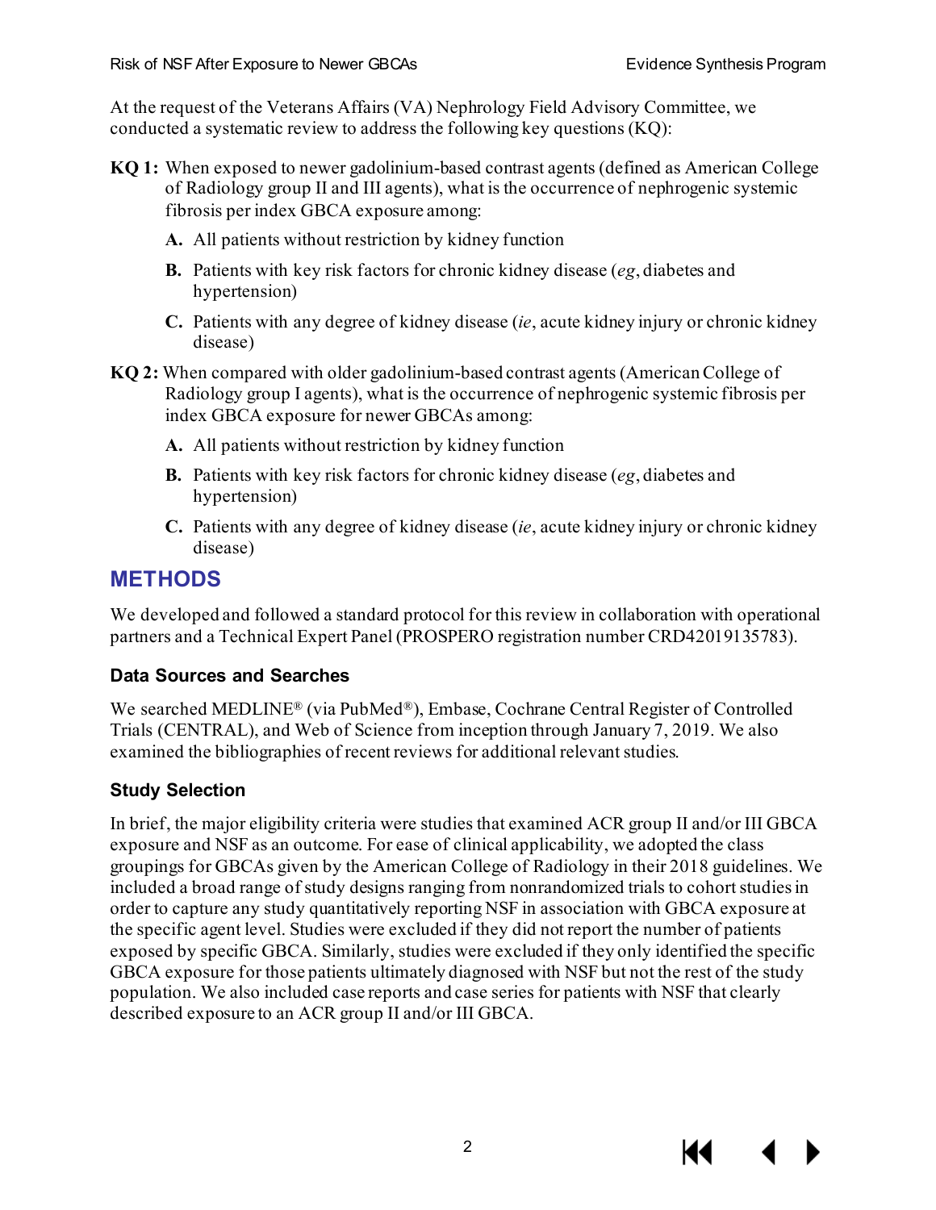At the request of the Veterans Affairs (VA) Nephrology Field Advisory Committee, we conducted a systematic review to address the following key questions (KQ):

**KQ 1:** When exposed to newer gadolinium-based contrast agents (defined as American College of Radiology group II and III agents), what is the occurrence of nephrogenic systemic fibrosis per index GBCA exposure among:

- **A.** All patients without restriction by kidney function
- **B.** Patients with key risk factors for chronic kidney disease (*eg*, diabetes and hypertension)
- **C.** Patients with any degree of kidney disease (*ie*, acute kidney injury or chronic kidney disease)

**KQ 2:** When compared with older gadolinium-based contrast agents (American College of Radiology group I agents), what is the occurrence of nephrogenic systemic fibrosis per index GBCA exposure for newer GBCAs among:

- **A.** All patients without restriction by kidney function
- **B.** Patients with key risk factors for chronic kidney disease (*eg*, diabetes and hypertension)
- **C.** Patients with any degree of kidney disease (*ie*, acute kidney injury or chronic kidney disease)

## METHODS

We developed and followed a standard protocol for this review in collaboration with operational partners and a Technical Expert Panel (PROSPERO registration number CRD42019135783).

### Data Sources and Searches

We searched MEDLINE® (via PubMed®), Embase, Cochrane Central Register of Controlled Trials (CENTRAL), and Web of Science from inception through January 7, 2019. We also examined the bibliographies of recent reviews for additional relevant studies.

### Study Selection

In brief, the major eligibility criteria were studies that examined ACR group II and/or III GBCA exposure and NSF as an outcome. For ease of clinical applicability, we adopted the class groupings for GBCAs given by the American College of Radiology in their 2018 guidelines. We included a broad range of study designs ranging from nonrandomized trials to cohort studies in order to capture any study quantitatively reporting NSF in association with GBCA exposure at the specific agent level. Studies were excluded if they did not report the number of patients exposed by specific GBCA. Similarly, studies were excluded if they only identified the specific GBCA exposure for those patients ultimately diagnosed with NSF but not the rest of the study population. We also included case reports and case series for patients with NSF that clearly described exposure to an ACR group II and/or III GBCA.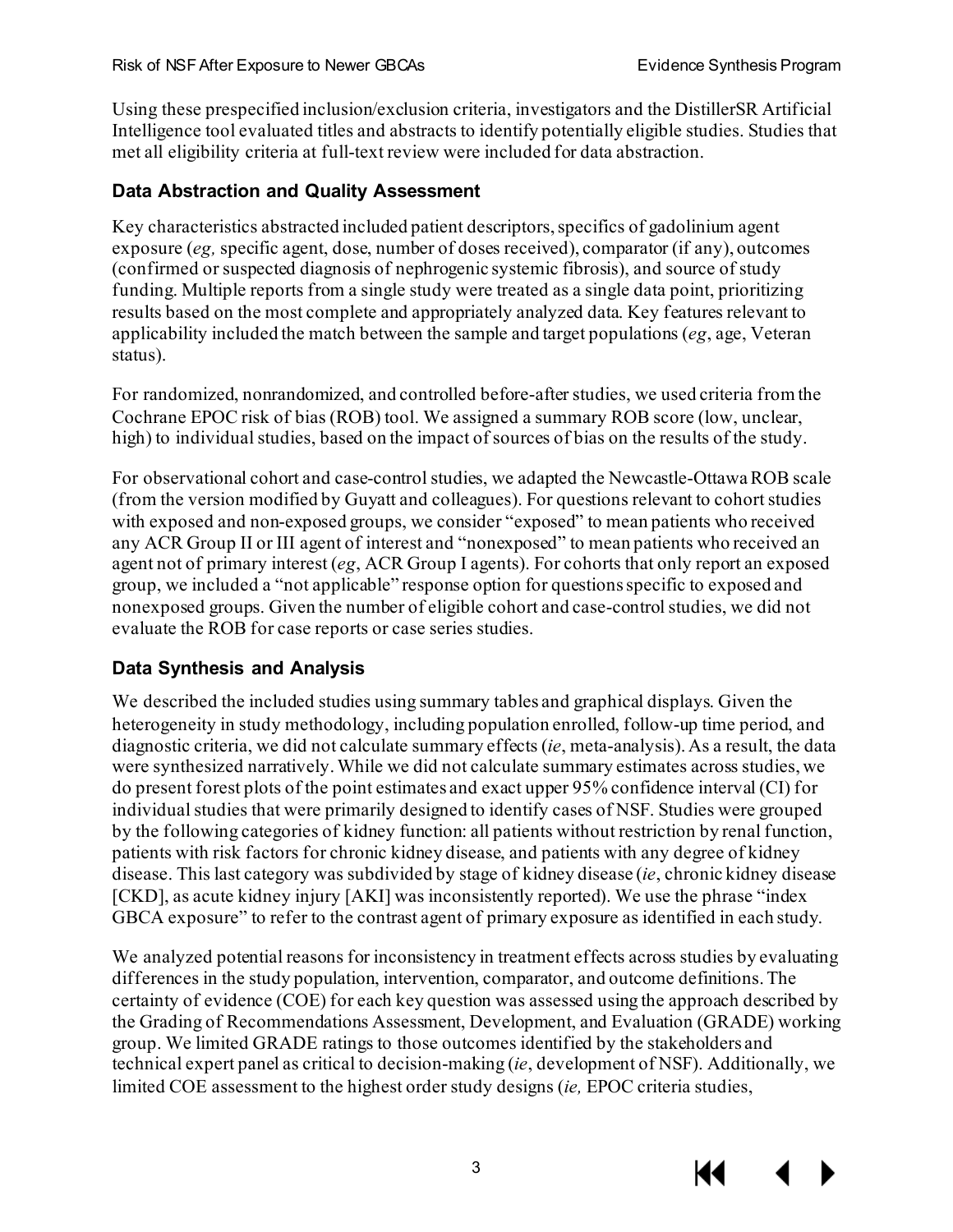Using these prespecified inclusion/exclusion criteria, investigators and the DistillerSR Artificial Intelligence tool evaluated titles and abstracts to identify potentially eligible studies. Studies that met all eligibility criteria at full-text review were included for data abstraction.

### Data Abstraction and Quality Assessment

Key characteristics abstracted included patient descriptors, specifics of gadolinium agent exposure (*eg,* specific agent, dose, number of doses received), comparator (if any), outcomes (confirmed or suspected diagnosis of nephrogenic systemic fibrosis), and source of study funding. Multiple reports from a single study were treated as a single data point, prioritizing results based on the most complete and appropriately analyzed data. Key features relevant to applicability included the match between the sample and target populations (*eg*, age, Veteran status).

For randomized, nonrandomized, and controlled before-after studies, we used criteria from the Cochrane EPOC risk of bias (ROB) tool. We assigned a summary ROB score (low, unclear, high) to individual studies, based on the impact of sources of bias on the results of the study.

For observational cohort and case-control studies, we adapted the Newcastle-Ottawa ROB scale (from the version modified by Guyatt and colleagues). For questions relevant to cohort studies with exposed and non-exposed groups, we consider "exposed" to mean patients who received any ACR Group II or III agent of interest and "nonexposed" to mean patients who received an agent not of primary interest (*eg*, ACR Group I agents). For cohorts that only report an exposed group, we included a "not applicable" response option for questions specific to exposed and nonexposed groups. Given the number of eligible cohort and case-control studies, we did not evaluate the ROB for case reports or case series studies.

### Data Synthesis and Analysis

We described the included studies using summary tables and graphical displays. Given the heterogeneity in study methodology, including population enrolled, follow-up time period, and diagnostic criteria, we did not calculate summary effects (*ie*, meta-analysis). As a result, the data were synthesized narratively. While we did not calculate summary estimates across studies, we do present forest plots of the point estimates and exact upper 95% confidence interval (CI) for individual studies that were primarily designed to identify cases of NSF. Studies were grouped by the following categories of kidney function: all patients without restriction by renal function, patients with risk factors for chronic kidney disease, and patients with any degree of kidney disease. This last category was subdivided by stage of kidney disease (*ie*, chronic kidney disease [CKD], as acute kidney injury [AKI] was inconsistently reported). We use the phrase "index GBCA exposure" to refer to the contrast agent of primary exposure as identified in each study.

We analyzed potential reasons for inconsistency in treatment effects across studies by evaluating differences in the study population, intervention, comparator, and outcome definitions. The certainty of evidence (COE) for each key question was assessed using the approach described by the Grading of Recommendations Assessment, Development, and Evaluation (GRADE) working group. We limited GRADE ratings to those outcomes identified by the stakeholders and technical expert panel as critical to decision-making (*ie*, development of NSF). Additionally, we limited COE assessment to the highest order study designs (*ie,* EPOC criteria studies,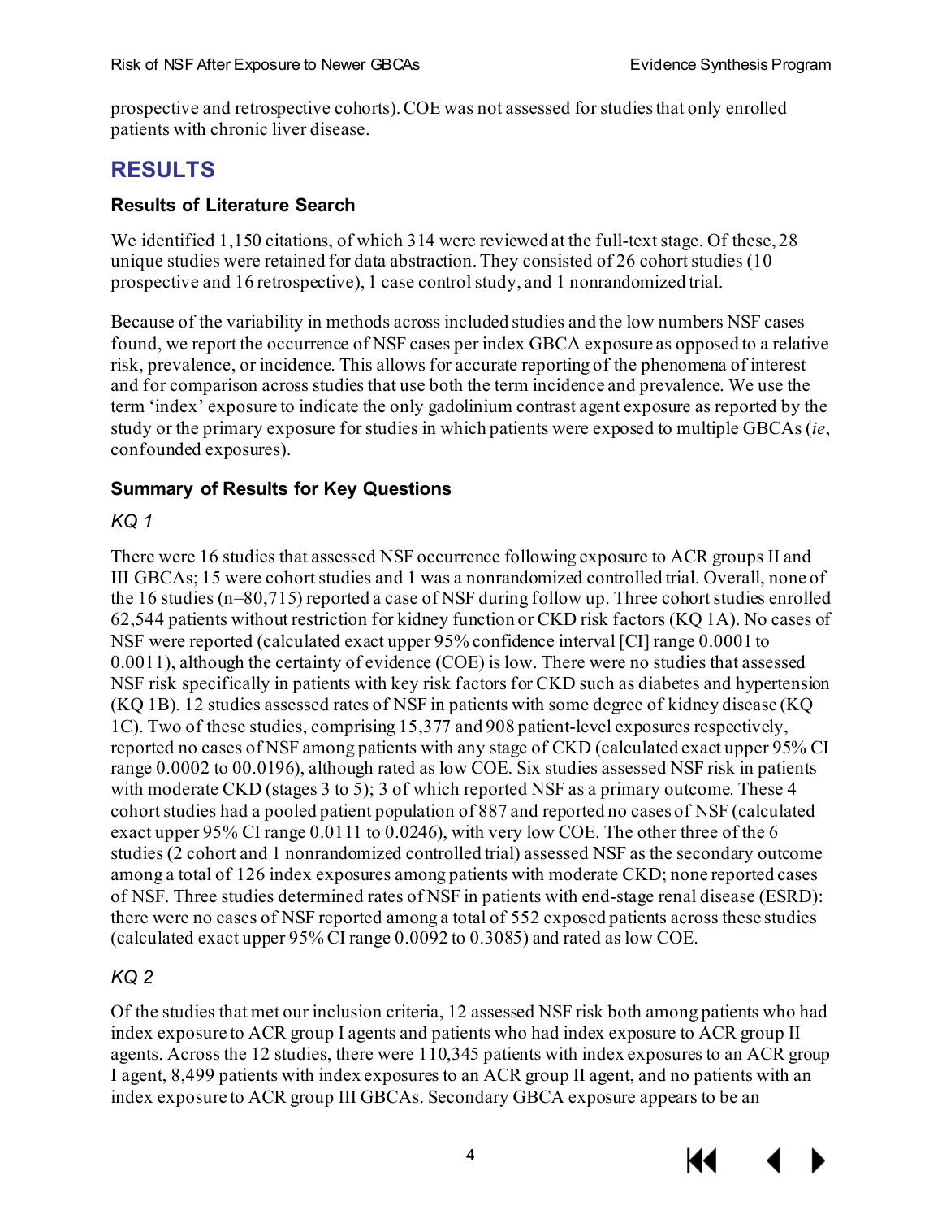prospective and retrospective cohorts). COE was not assessed for studies that only enrolled patients with chronic liver disease.

## RESULTS

### Results of Literature Search

We identified 1,150 citations, of which 314 were reviewed at the full-text stage. Of these, 28 unique studies were retained for data abstraction. They consisted of 26 cohort studies (10 prospective and 16 retrospective), 1 case control study, and 1 nonrandomized trial.

Because of the variability in methods across included studies and the low numbers NSF cases found, we report the occurrence of NSF cases per index GBCA exposure as opposed to a relative risk, prevalence, or incidence. This allows for accurate reporting of the phenomena of interest and for comparison across studies that use both the term incidence and prevalence. We use the term 'index' exposure to indicate the only gadolinium contrast agent exposure as reported by the study or the primary exposure for studies in which patients were exposed to multiple GBCAs (*ie*, confounded exposures).

### Summary of Results for Key Questions

*KQ 1*

There were 16 studies that assessed NSF occurrence following exposure to ACR groups II and III GBCAs; 15 were cohort studies and 1 was a nonrandomized controlled trial. Overall, none of the 16 studies (n=80,715) reported a case of NSF during follow up. Three cohort studies enrolled 62,544 patients without restriction for kidney function or CKD risk factors (KQ 1A). No cases of NSF were reported (calculated exact upper 95% confidence interval [CI] range 0.0001 to 0.0011), although the certainty of evidence (COE) is low. There were no studies that assessed NSF risk specifically in patients with key risk factors for CKD such as diabetes and hypertension (KQ 1B). 12 studies assessed rates of NSF in patients with some degree of kidney disease (KQ 1C). Two of these studies, comprising 15,377 and 908 patient-level exposures respectively, reported no cases of NSF among patients with any stage of CKD (calculated exact upper 95% CI range 0.0002 to 00.0196), although rated as low COE. Six studies assessed NSF risk in patients with moderate CKD (stages 3 to 5); 3 of which reported NSF as a primary outcome. These 4 cohort studies had a pooled patient population of 887 and reported no cases of NSF (calculated exact upper 95% CI range 0.0111 to 0.0246), with very low COE. The other three of the 6 studies (2 cohort and 1 nonrandomized controlled trial) assessed NSF as the secondary outcome among a total of 126 index exposures among patients with moderate CKD; none reported cases of NSF. Three studies determined rates of NSF in patients with end-stage renal disease (ESRD): there were no cases of NSF reported among a total of 552 exposed patients across these studies (calculated exact upper 95% CI range 0.0092 to 0.3085) and rated as low COE.

*KQ 2*

Of the studies that met our inclusion criteria, 12 assessed NSF risk both among patients who had index exposure to ACR group I agents and patients who had index exposure to ACR group II agents. Across the 12 studies, there were 110,345 patients with index exposures to an ACR group I agent, 8,499 patients with index exposures to an ACR group II agent, and no patients with an index exposure to ACR group III GBCAs. Secondary GBCA exposure appears to be an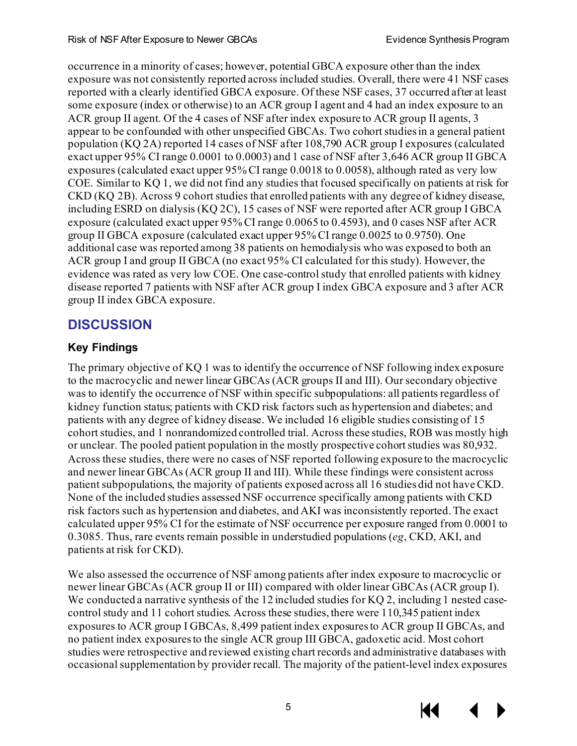occurrence in a minority of cases; however, potential GBCA exposure other than the index exposure was not consistently reported across included studies. Overall, there were 41 NSF cases reported with a clearly identified GBCA exposure. Of these NSF cases, 37 occurred after at least some exposure (index or otherwise) to an ACR group I agent and 4 had an index exposure to an ACR group II agent. Of the 4 cases of NSF after index exposure to ACR group II agents, 3 appear to be confounded with other unspecified GBCAs. Two cohort studies in a general patient population (KQ 2A) reported 14 cases of NSF after 108,790 ACR group I exposures (calculated exact upper 95% CI range 0.0001 to 0.0003) and 1 case of NSF after 3,646 ACR group II GBCA exposures (calculated exact upper 95% CI range 0.0018 to 0.0058), although rated as very low COE. Similar to KQ 1, we did not find any studies that focused specifically on patients at risk for CKD (KQ 2B). Across 9 cohort studies that enrolled patients with any degree of kidney disease, including ESRD on dialysis (KQ 2C), 15 cases of NSF were reported after ACR group I GBCA exposure (calculated exact upper 95% CI range 0.0065 to 0.4593), and 0 cases NSF after ACR group II GBCA exposure (calculated exact upper 95% CI range 0.0025 to 0.9750). One additional case was reported among 38 patients on hemodialysis who was exposed to both an ACR group I and group II GBCA (no exact 95% CI calculated for this study). However, the evidence was rated as very low COE. One case-control study that enrolled patients with kidney disease reported 7 patients with NSF after ACR group I index GBCA exposure and 3 after ACR group II index GBCA exposure.

## DISCUSSION

### Key Findings

The primary objective of KQ 1 was to identify the occurrence of NSF following index exposure to the macrocyclic and newer linear GBCAs (ACR groups II and III). Our secondary objective was to identify the occurrence of NSF within specific subpopulations: all patients regardless of kidney function status; patients with CKD risk factors such as hypertension and diabetes; and patients with any degree of kidney disease. We included 16 eligible studies consisting of 15 cohort studies, and 1 nonrandomized controlled trial. Across these studies, ROB was mostly high or unclear. The pooled patient population in the mostly prospective cohort studies was 80,932. Across these studies, there were no cases of NSF reported following exposure to the macrocyclic and newer linear GBCAs (ACR group II and III). While these findings were consistent across patient subpopulations, the majority of patients exposed across all 16 studies did not have CKD. None of the included studies assessed NSF occurrence specifically among patients with CKD risk factors such as hypertension and diabetes, and AKI was inconsistently reported. The exact calculated upper 95% CI for the estimate of NSF occurrence per exposure ranged from 0.0001 to 0.3085. Thus, rare events remain possible in understudied populations (*eg*, CKD, AKI, and patients at risk for CKD).

We also assessed the occurrence of NSF among patients after index exposure to macrocyclic or newer linear GBCAs (ACR group II or III) compared with older linear GBCAs (ACR group I). We conducted a narrative synthesis of the 12 included studies for KQ 2, including 1 nested case-control study and 11 cohort studies. Across these studies, there were 110,345 patient index exposures to ACR group I GBCAs, 8,499 patient index exposures to ACR group II GBCAs, and no patient index exposures to the single ACR group III GBCA, gadoxetic acid. Most cohort studies were retrospective and reviewed existing chart records and administrative databases with occasional supplementation by provider recall. The majority of the patient-level index exposures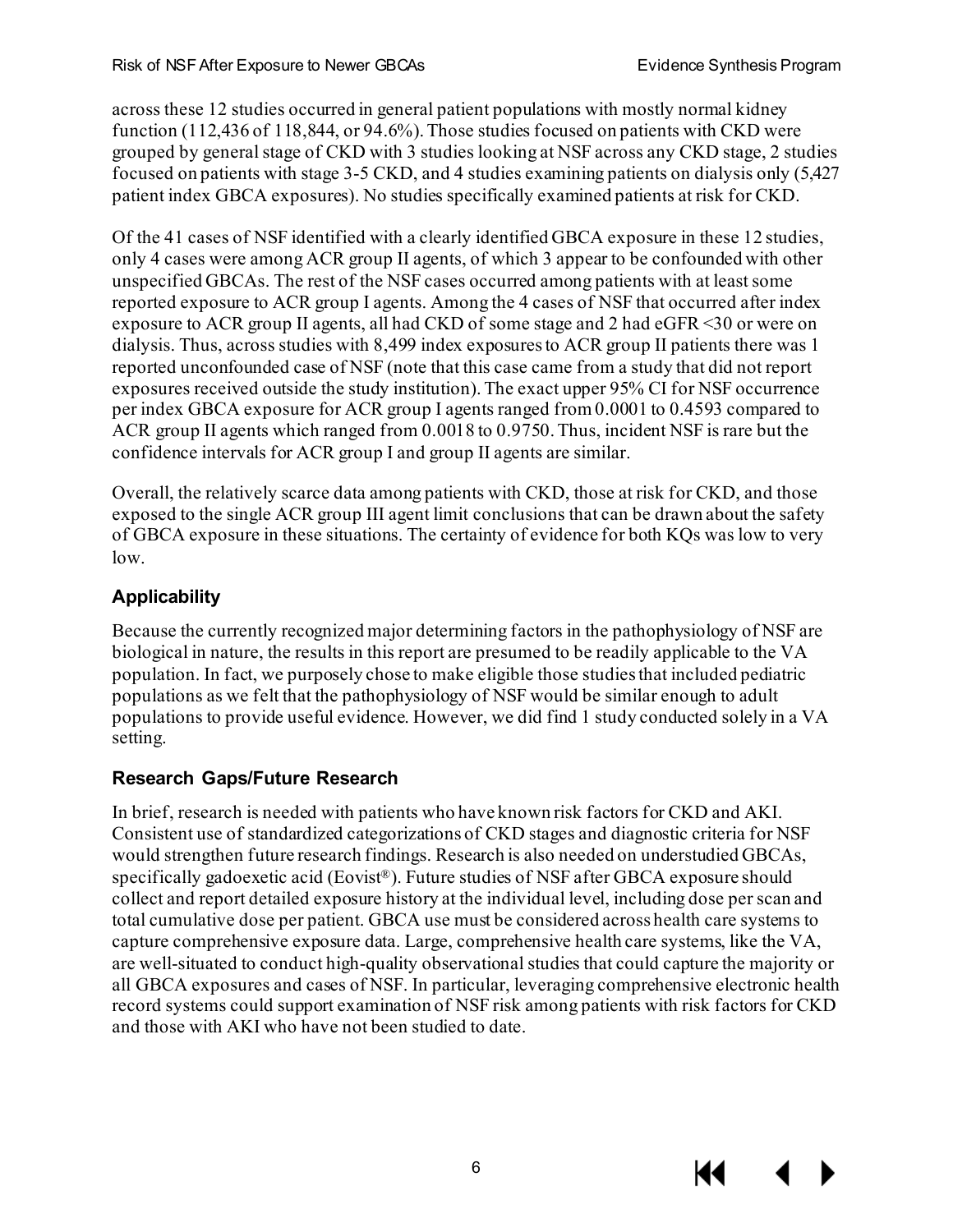across these 12 studies occurred in general patient populations with mostly normal kidney function (112,436 of 118,844, or 94.6%). Those studies focused on patients with CKD were grouped by general stage of CKD with 3 studies looking at NSF across any CKD stage, 2 studies focused on patients with stage 3-5 CKD, and 4 studies examining patients on dialysis only (5,427 patient index GBCA exposures). No studies specifically examined patients at risk for CKD.

Of the 41 cases of NSF identified with a clearly identified GBCA exposure in these 12 studies, only 4 cases were among ACR group II agents, of which 3 appear to be confounded with other unspecified GBCAs. The rest of the NSF cases occurred among patients with at least some reported exposure to ACR group I agents. Among the 4 cases of NSF that occurred after index exposure to ACR group II agents, all had CKD of some stage and 2 had eGFR <30 or were on dialysis. Thus, across studies with 8,499 index exposures to ACR group II patients there was 1 reported unconfounded case of NSF (note that this case came from a study that did not report exposures received outside the study institution). The exact upper 95% CI for NSF occurrence per index GBCA exposure for ACR group I agents ranged from 0.0001 to 0.4593 compared to ACR group II agents which ranged from 0.0018 to 0.9750. Thus, incident NSF is rare but the confidence intervals for ACR group I and group II agents are similar.

Overall, the relatively scarce data among patients with CKD, those at risk for CKD, and those exposed to the single ACR group III agent limit conclusions that can be drawn about the safety of GBCA exposure in these situations. The certainty of evidence for both KQs was low to very low.

### Applicability

Because the currently recognized major determining factors in the pathophysiology of NSF are biological in nature, the results in this report are presumed to be readily applicable to the VA population. In fact, we purposely chose to make eligible those studies that included pediatric populations as we felt that the pathophysiology of NSF would be similar enough to adult populations to provide useful evidence. However, we did find 1 study conducted solely in a VA setting.

### Research Gaps/Future Research

In brief, research is needed with patients who have known risk factors for CKD and AKI. Consistent use of standardized categorizations of CKD stages and diagnostic criteria for NSF would strengthen future research findings. Research is also needed on understudied GBCAs, specifically gadoexetic acid (Eovist®). Future studies of NSF after GBCA exposure should collect and report detailed exposure history at the individual level, including dose per scan and total cumulative dose per patient. GBCA use must be considered across health care systems to capture comprehensive exposure data. Large, comprehensive health care systems, like the VA, are well-situated to conduct high-quality observational studies that could capture the majority or all GBCA exposures and cases of NSF. In particular, leveraging comprehensive electronic health record systems could support examination of NSF risk among patients with risk factors for CKD and those with AKI who have not been studied to date.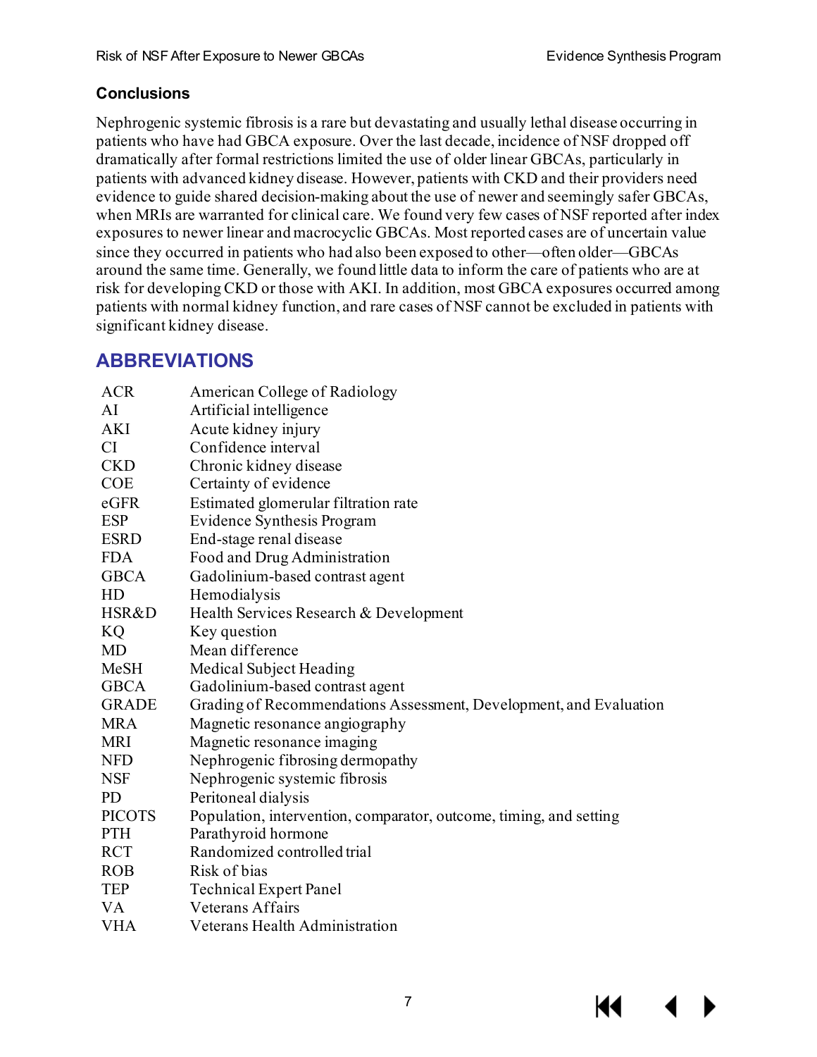### Conclusions

Nephrogenic systemic fibrosis is a rare but devastating and usually lethal disease occurring in patients who have had GBCA exposure. Over the last decade, incidence of NSF dropped off dramatically after formal restrictions limited the use of older linear GBCAs, particularly in patients with advanced kidney disease. However, patients with CKD and their providers need evidence to guide shared decision-making about the use of newer and seemingly safer GBCAs, when MRIs are warranted for clinical care. We found very few cases of NSF reported after index exposures to newer linear and macrocyclic GBCAs. Most reported cases are of uncertain value since they occurred in patients who had also been exposed to other—often older—GBCAs around the same time. Generally, we found little data to inform the care of patients who are at risk for developing CKD or those with AKI. In addition, most GBCA exposures occurred among patients with normal kidney function, and rare cases of NSF cannot be excluded in patients with significant kidney disease.

## ABBREVIATIONS

| | |
|---|---|
| ACR | American College of Radiology |
| AI | Artificial intelligence |
| AKI | Acute kidney injury |
| CI | Confidence interval |
| CKD | Chronic kidney disease |
| COE | Certainty of evidence |
| eGFR | Estimated glomerular filtration rate |
| ESP | Evidence Synthesis Program |
| ESRD | End-stage renal disease |
| FDA | Food and Drug Administration |
| GBCA | Gadolinium-based contrast agent |
| HD | Hemodialysis |
| HSR&D | Health Services Research & Development |
| KQ | Key question |
| MD | Mean difference |
| MeSH | Medical Subject Heading |
| GBCA | Gadolinium-based contrast agent |
| GRADE | Grading of Recommendations Assessment, Development, and Evaluation |
| MRA | Magnetic resonance angiography |
| MRI | Magnetic resonance imaging |
| NFD | Nephrogenic fibrosing dermopathy |
| NSF | Nephrogenic systemic fibrosis |
| PD | Peritoneal dialysis |
| PICOTS | Population, intervention, comparator, outcome, timing, and setting |
| PTH | Parathyroid hormone |
| RCT | Randomized controlled trial |
| ROB | Risk of bias |
| TEP | Technical Expert Panel |
| VA | Veterans Affairs |
| VHA | Veterans Health Administration |